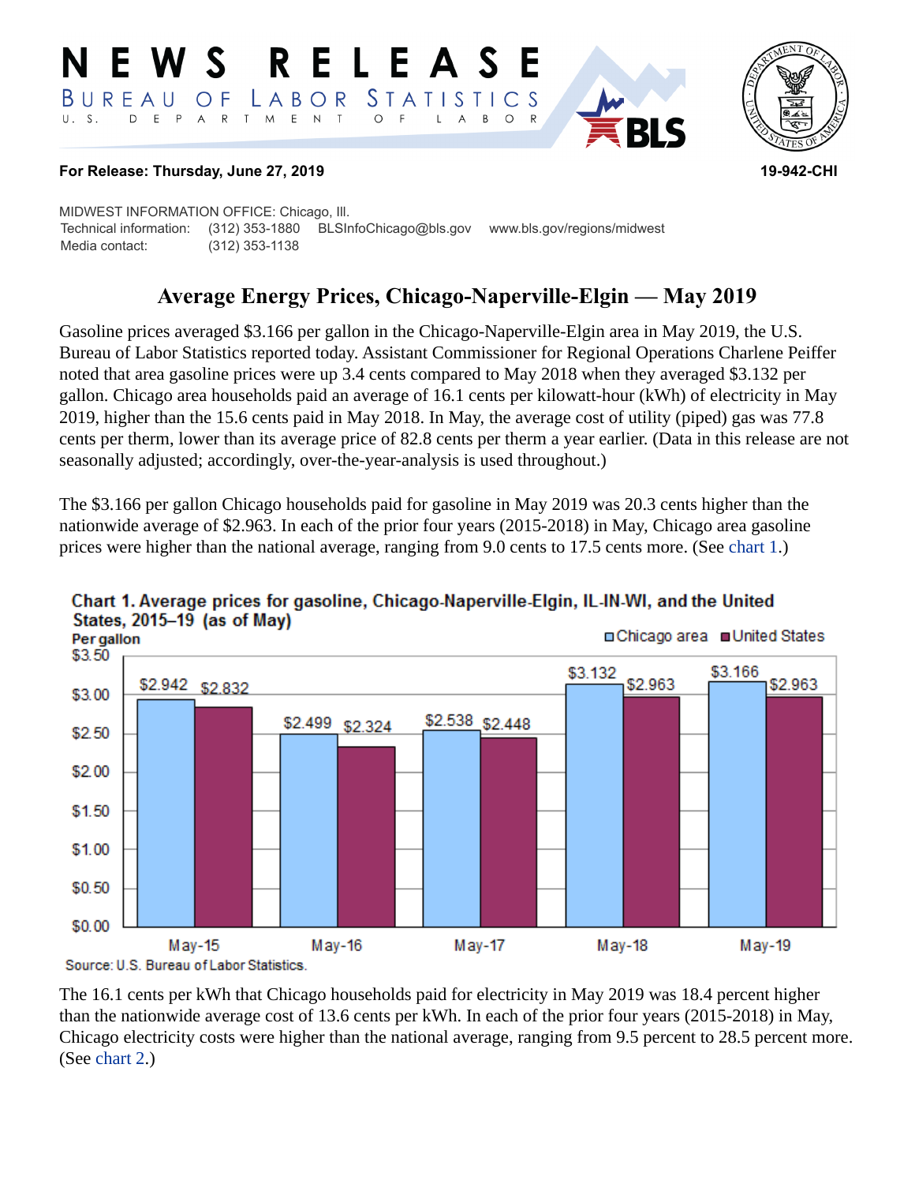# NEWS RELEASE

BUREAU OF LABOR STATISTICS
U. S. DEPARTMENT OF LABOR

**For Release: Thursday, June 27, 2019** **19-942-CHI**

MIDWEST INFORMATION OFFICE: Chicago, Ill.
Technical information: (312) 353-1880 BLSInfoChicago@bls.gov www.bls.gov/regions/midwest
Media contact: (312) 353-1138

## Average Energy Prices, Chicago-Naperville-Elgin — May 2019

Gasoline prices averaged $3.166 per gallon in the Chicago-Naperville-Elgin area in May 2019, the U.S. Bureau of Labor Statistics reported today. Assistant Commissioner for Regional Operations Charlene Peiffer noted that area gasoline prices were up 3.4 cents compared to May 2018 when they averaged $3.132 per gallon. Chicago area households paid an average of 16.1 cents per kilowatt-hour (kWh) of electricity in May 2019, higher than the 15.6 cents paid in May 2018. In May, the average cost of utility (piped) gas was 77.8 cents per therm, lower than its average price of 82.8 cents per therm a year earlier. (Data in this release are not seasonally adjusted; accordingly, over-the-year-analysis is used throughout.)

The $3.166 per gallon Chicago households paid for gasoline in May 2019 was 20.3 cents higher than the nationwide average of $2.963. In each of the prior four years (2015-2018) in May, Chicago area gasoline prices were higher than the national average, ranging from 9.0 cents to 17.5 cents more. (See chart 1.)

**Chart 1. Average prices for gasoline, Chicago-Naperville-Elgin, IL-IN-WI, and the United States, 2015–19 (as of May)**

Per gallon

| | Chicago area | United States |
|---|---|---|
| May-15 | $2.942 | $2.832 |
| May-16 | $2.499 | $2.324 |
| May-17 | $2.538 | $2.448 |
| May-18 | $3.132 | $2.963 |
| May-19 | $3.166 | $2.963 |

Source: U.S. Bureau of Labor Statistics.

The 16.1 cents per kWh that Chicago households paid for electricity in May 2019 was 18.4 percent higher than the nationwide average cost of 13.6 cents per kWh. In each of the prior four years (2015-2018) in May, Chicago electricity costs were higher than the national average, ranging from 9.5 percent to 28.5 percent more. (See chart 2.)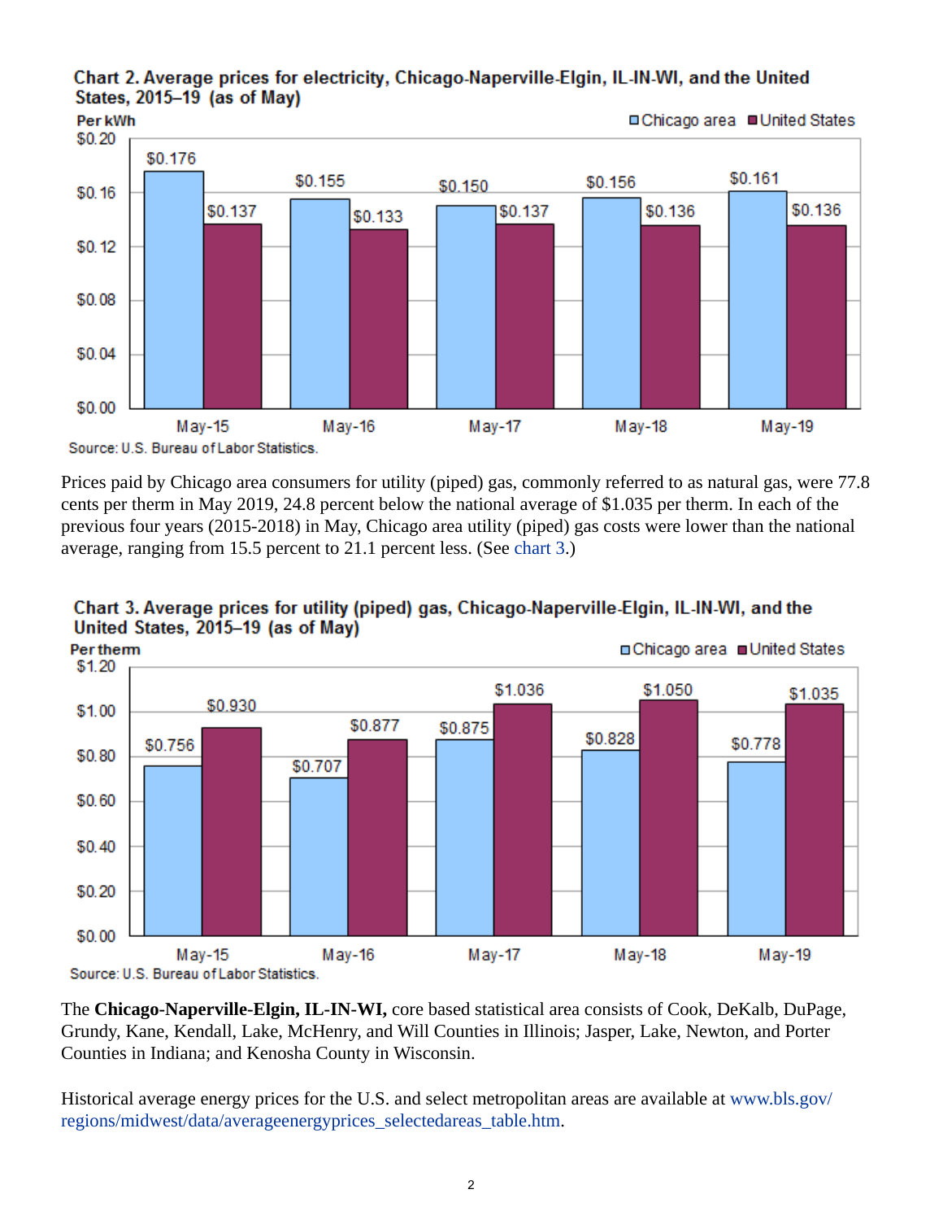**Chart 2. Average prices for electricity, Chicago-Naperville-Elgin, IL-IN-WI, and the United States, 2015–19 (as of May)**

| Per kWh | Chicago area | United States |
|---|---|---|
| May-15 | $0.176 | $0.137 |
| May-16 | $0.155 | $0.133 |
| May-17 | $0.150 | $0.137 |
| May-18 | $0.156 | $0.136 |
| May-19 | $0.161 | $0.136 |

Source: U.S. Bureau of Labor Statistics.

Prices paid by Chicago area consumers for utility (piped) gas, commonly referred to as natural gas, were 77.8 cents per therm in May 2019, 24.8 percent below the national average of $1.035 per therm. In each of the previous four years (2015-2018) in May, Chicago area utility (piped) gas costs were lower than the national average, ranging from 15.5 percent to 21.1 percent less. (See chart 3.)

**Chart 3. Average prices for utility (piped) gas, Chicago-Naperville-Elgin, IL-IN-WI, and the United States, 2015–19 (as of May)**

| Per therm | Chicago area | United States |
|---|---|---|
| May-15 | $0.756 | $0.930 |
| May-16 | $0.707 | $0.877 |
| May-17 | $0.875 | $1.036 |
| May-18 | $0.828 | $1.050 |
| May-19 | $0.778 | $1.035 |

Source: U.S. Bureau of Labor Statistics.

The **Chicago-Naperville-Elgin, IL-IN-WI,** core based statistical area consists of Cook, DeKalb, DuPage, Grundy, Kane, Kendall, Lake, McHenry, and Will Counties in Illinois; Jasper, Lake, Newton, and Porter Counties in Indiana; and Kenosha County in Wisconsin.

Historical average energy prices for the U.S. and select metropolitan areas are available at www.bls.gov/regions/midwest/data/averageenergyprices_selectedareas_table.htm.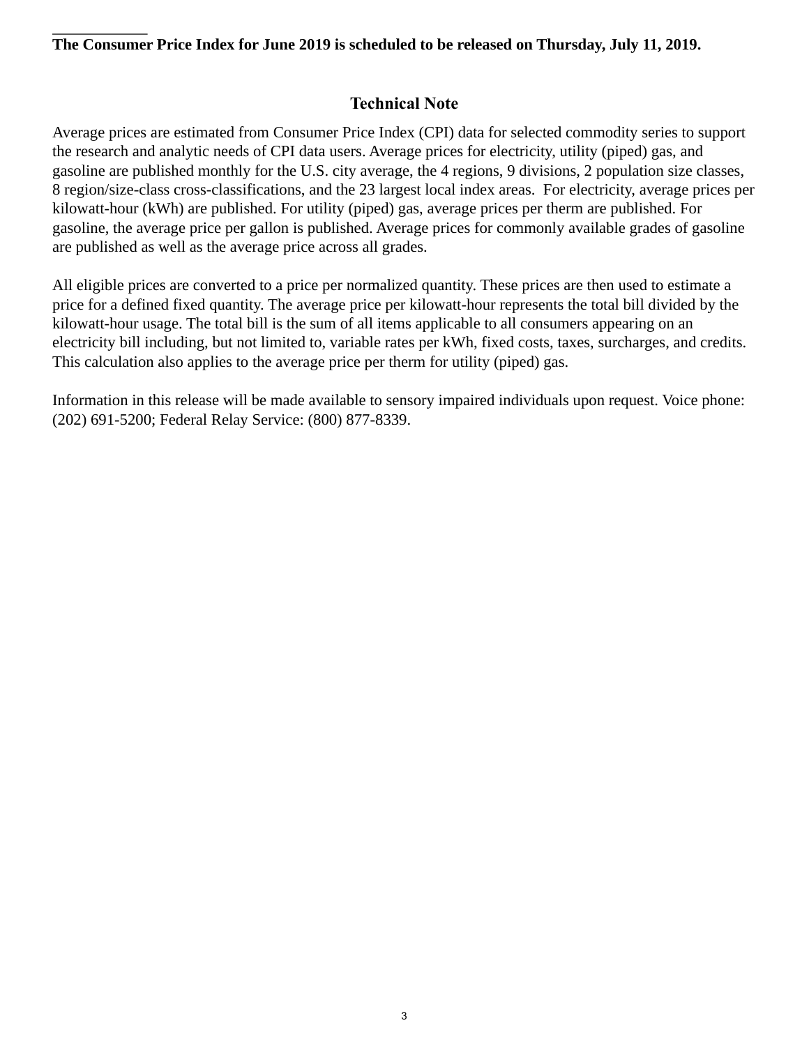**The Consumer Price Index for June 2019 is scheduled to be released on Thursday, July 11, 2019.**

## Technical Note

Average prices are estimated from Consumer Price Index (CPI) data for selected commodity series to support the research and analytic needs of CPI data users. Average prices for electricity, utility (piped) gas, and gasoline are published monthly for the U.S. city average, the 4 regions, 9 divisions, 2 population size classes, 8 region/size-class cross-classifications, and the 23 largest local index areas. For electricity, average prices per kilowatt-hour (kWh) are published. For utility (piped) gas, average prices per therm are published. For gasoline, the average price per gallon is published. Average prices for commonly available grades of gasoline are published as well as the average price across all grades.

All eligible prices are converted to a price per normalized quantity. These prices are then used to estimate a price for a defined fixed quantity. The average price per kilowatt-hour represents the total bill divided by the kilowatt-hour usage. The total bill is the sum of all items applicable to all consumers appearing on an electricity bill including, but not limited to, variable rates per kWh, fixed costs, taxes, surcharges, and credits. This calculation also applies to the average price per therm for utility (piped) gas.

Information in this release will be made available to sensory impaired individuals upon request. Voice phone: (202) 691-5200; Federal Relay Service: (800) 877-8339.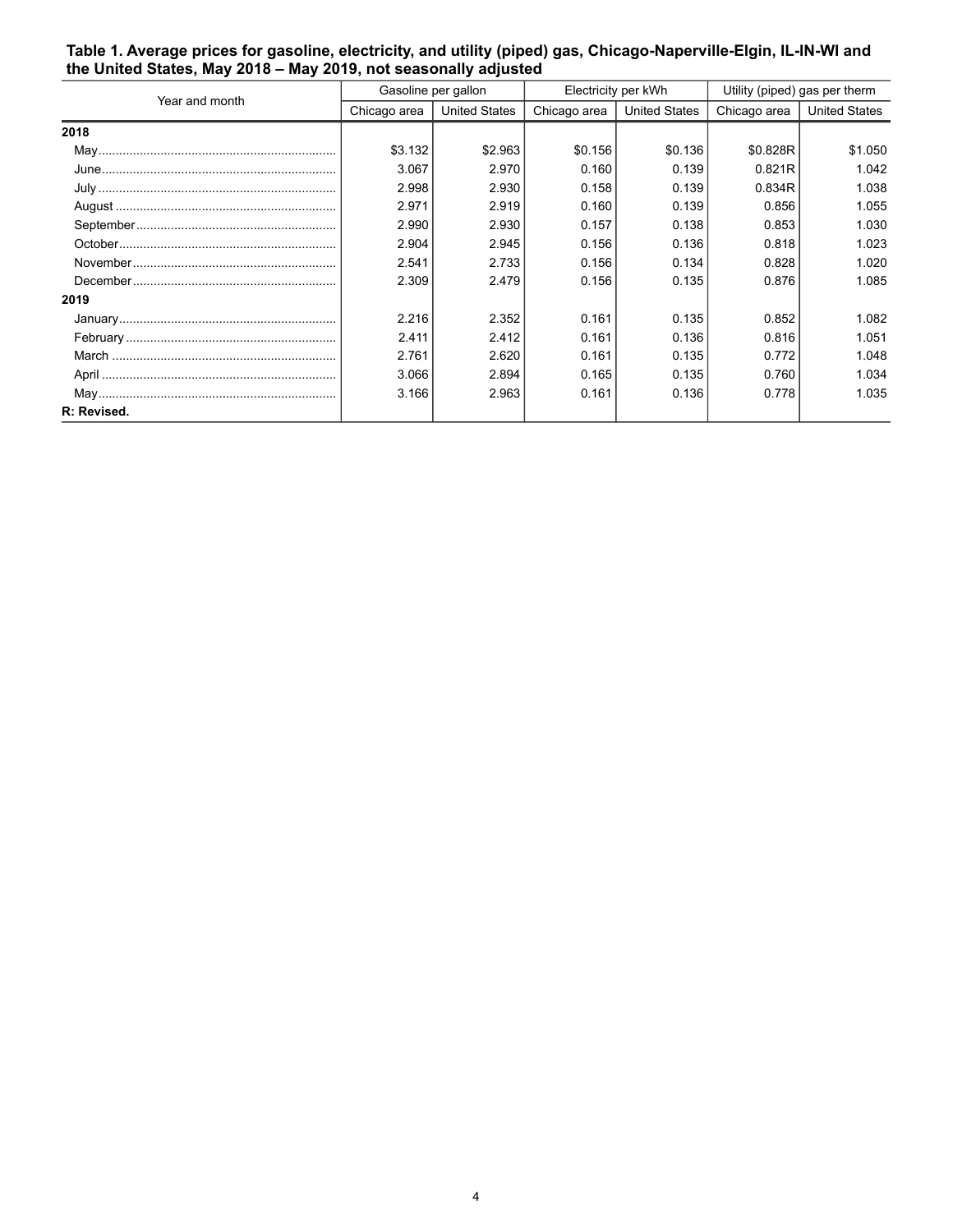**Table 1. Average prices for gasoline, electricity, and utility (piped) gas, Chicago-Naperville-Elgin, IL-IN-WI and the United States, May 2018 – May 2019, not seasonally adjusted**

| Year and month | Gasoline per gallon | | Electricity per kWh | | Utility (piped) gas per therm | |
|---|---|---|---|---|---|---|
| | Chicago area | United States | Chicago area | United States | Chicago area | United States |
| **2018** | | | | | | |
| May | $3.132 | $2.963 | $0.156 | $0.136 | $0.828R | $1.050 |
| June | 3.067 | 2.970 | 0.160 | 0.139 | 0.821R | 1.042 |
| July | 2.998 | 2.930 | 0.158 | 0.139 | 0.834R | 1.038 |
| August | 2.971 | 2.919 | 0.160 | 0.139 | 0.856 | 1.055 |
| September | 2.990 | 2.930 | 0.157 | 0.138 | 0.853 | 1.030 |
| October | 2.904 | 2.945 | 0.156 | 0.136 | 0.818 | 1.023 |
| November | 2.541 | 2.733 | 0.156 | 0.134 | 0.828 | 1.020 |
| December | 2.309 | 2.479 | 0.156 | 0.135 | 0.876 | 1.085 |
| **2019** | | | | | | |
| January | 2.216 | 2.352 | 0.161 | 0.135 | 0.852 | 1.082 |
| February | 2.411 | 2.412 | 0.161 | 0.136 | 0.816 | 1.051 |
| March | 2.761 | 2.620 | 0.161 | 0.135 | 0.772 | 1.048 |
| April | 3.066 | 2.894 | 0.165 | 0.135 | 0.760 | 1.034 |
| May | 3.166 | 2.963 | 0.161 | 0.136 | 0.778 | 1.035 |

**R: Revised.**